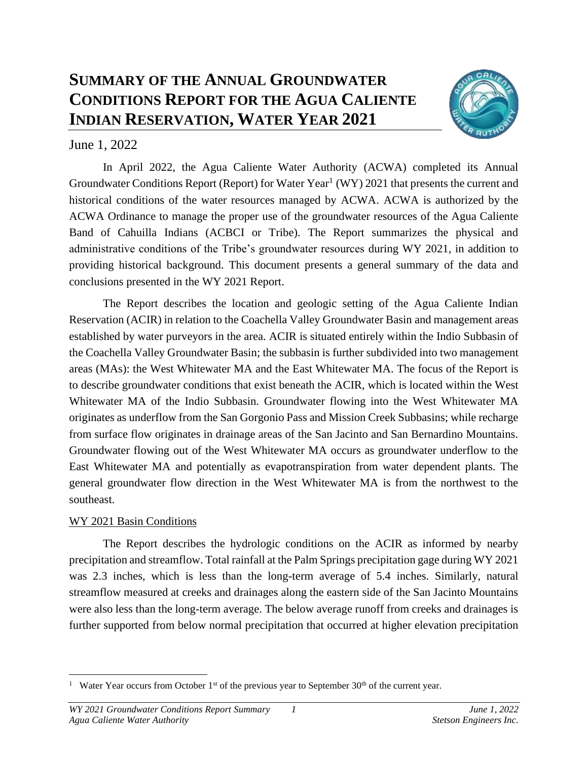# Summary of the Annual Groundwater Conditions Report for the Agua Caliente Indian Reservation, Water Year 2021

June 1, 2022

In April 2022, the Agua Caliente Water Authority (ACWA) completed its Annual Groundwater Conditions Report (Report) for Water Year[1] (WY) 2021 that presents the current and historical conditions of the water resources managed by ACWA. ACWA is authorized by the ACWA Ordinance to manage the proper use of the groundwater resources of the Agua Caliente Band of Cahuilla Indians (ACBCI or Tribe). The Report summarizes the physical and administrative conditions of the Tribe's groundwater resources during WY 2021, in addition to providing historical background. This document presents a general summary of the data and conclusions presented in the WY 2021 Report.

The Report describes the location and geologic setting of the Agua Caliente Indian Reservation (ACIR) in relation to the Coachella Valley Groundwater Basin and management areas established by water purveyors in the area. ACIR is situated entirely within the Indio Subbasin of the Coachella Valley Groundwater Basin; the subbasin is further subdivided into two management areas (MAs): the West Whitewater MA and the East Whitewater MA. The focus of the Report is to describe groundwater conditions that exist beneath the ACIR, which is located within the West Whitewater MA of the Indio Subbasin. Groundwater flowing into the West Whitewater MA originates as underflow from the San Gorgonio Pass and Mission Creek Subbasins; while recharge from surface flow originates in drainage areas of the San Jacinto and San Bernardino Mountains. Groundwater flowing out of the West Whitewater MA occurs as groundwater underflow to the East Whitewater MA and potentially as evapotranspiration from water dependent plants. The general groundwater flow direction in the West Whitewater MA is from the northwest to the southeast.

## WY 2021 Basin Conditions

The Report describes the hydrologic conditions on the ACIR as informed by nearby precipitation and streamflow. Total rainfall at the Palm Springs precipitation gage during WY 2021 was 2.3 inches, which is less than the long-term average of 5.4 inches. Similarly, natural streamflow measured at creeks and drainages along the eastern side of the San Jacinto Mountains were also less than the long-term average. The below average runoff from creeks and drainages is further supported from below normal precipitation that occurred at higher elevation precipitation

[1] Water Year occurs from October 1st of the previous year to September 30th of the current year.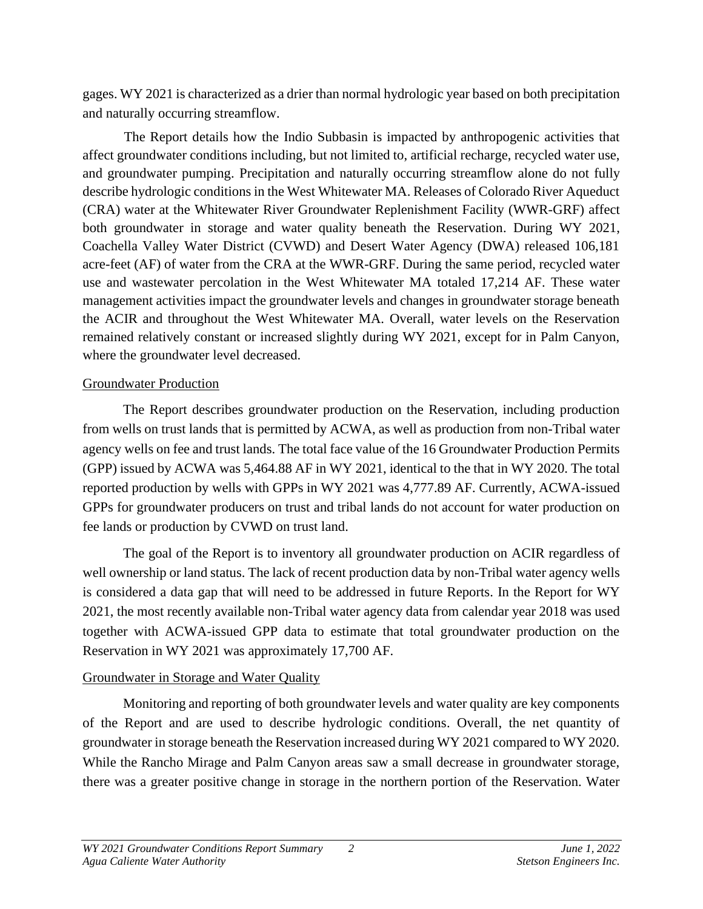gages. WY 2021 is characterized as a drier than normal hydrologic year based on both precipitation and naturally occurring streamflow.

The Report details how the Indio Subbasin is impacted by anthropogenic activities that affect groundwater conditions including, but not limited to, artificial recharge, recycled water use, and groundwater pumping. Precipitation and naturally occurring streamflow alone do not fully describe hydrologic conditions in the West Whitewater MA. Releases of Colorado River Aqueduct (CRA) water at the Whitewater River Groundwater Replenishment Facility (WWR-GRF) affect both groundwater in storage and water quality beneath the Reservation. During WY 2021, Coachella Valley Water District (CVWD) and Desert Water Agency (DWA) released 106,181 acre-feet (AF) of water from the CRA at the WWR-GRF. During the same period, recycled water use and wastewater percolation in the West Whitewater MA totaled 17,214 AF. These water management activities impact the groundwater levels and changes in groundwater storage beneath the ACIR and throughout the West Whitewater MA. Overall, water levels on the Reservation remained relatively constant or increased slightly during WY 2021, except for in Palm Canyon, where the groundwater level decreased.

<u>Groundwater Production</u>

The Report describes groundwater production on the Reservation, including production from wells on trust lands that is permitted by ACWA, as well as production from non-Tribal water agency wells on fee and trust lands. The total face value of the 16 Groundwater Production Permits (GPP) issued by ACWA was 5,464.88 AF in WY 2021, identical to the that in WY 2020. The total reported production by wells with GPPs in WY 2021 was 4,777.89 AF. Currently, ACWA-issued GPPs for groundwater producers on trust and tribal lands do not account for water production on fee lands or production by CVWD on trust land.

The goal of the Report is to inventory all groundwater production on ACIR regardless of well ownership or land status. The lack of recent production data by non-Tribal water agency wells is considered a data gap that will need to be addressed in future Reports. In the Report for WY 2021, the most recently available non-Tribal water agency data from calendar year 2018 was used together with ACWA-issued GPP data to estimate that total groundwater production on the Reservation in WY 2021 was approximately 17,700 AF.

<u>Groundwater in Storage and Water Quality</u>

Monitoring and reporting of both groundwater levels and water quality are key components of the Report and are used to describe hydrologic conditions. Overall, the net quantity of groundwater in storage beneath the Reservation increased during WY 2021 compared to WY 2020. While the Rancho Mirage and Palm Canyon areas saw a small decrease in groundwater storage, there was a greater positive change in storage in the northern portion of the Reservation. Water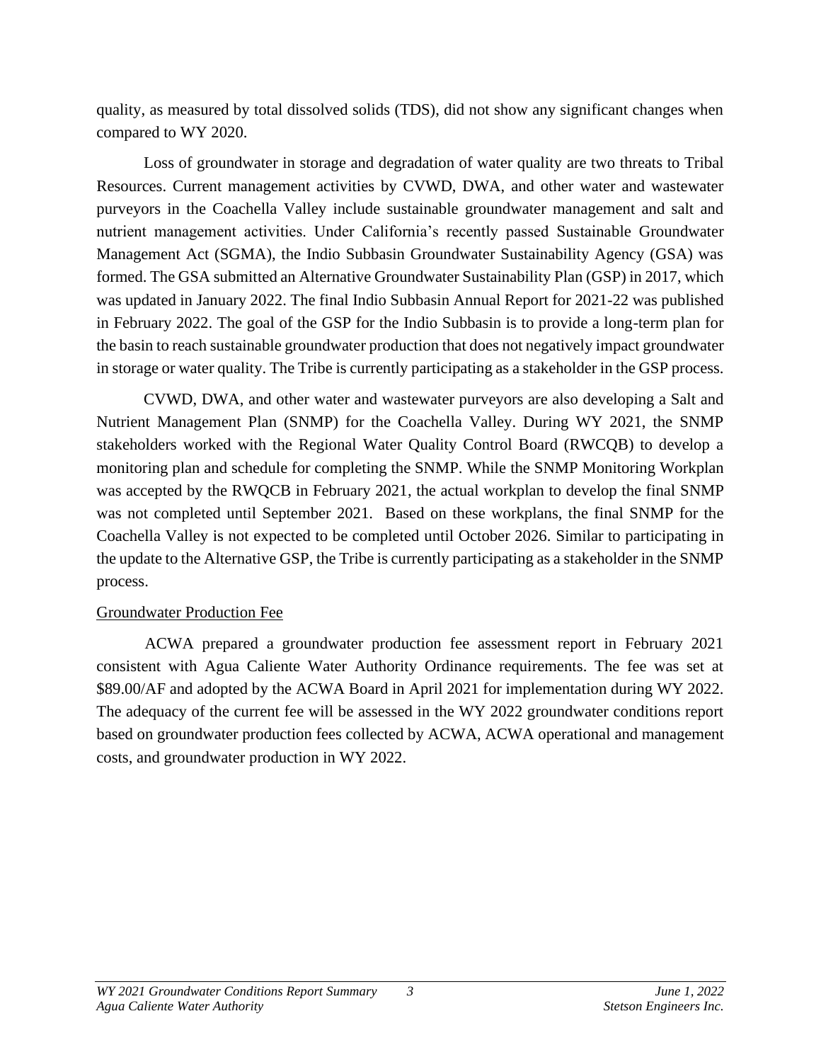quality, as measured by total dissolved solids (TDS), did not show any significant changes when compared to WY 2020.

Loss of groundwater in storage and degradation of water quality are two threats to Tribal Resources. Current management activities by CVWD, DWA, and other water and wastewater purveyors in the Coachella Valley include sustainable groundwater management and salt and nutrient management activities. Under California's recently passed Sustainable Groundwater Management Act (SGMA), the Indio Subbasin Groundwater Sustainability Agency (GSA) was formed. The GSA submitted an Alternative Groundwater Sustainability Plan (GSP) in 2017, which was updated in January 2022. The final Indio Subbasin Annual Report for 2021-22 was published in February 2022. The goal of the GSP for the Indio Subbasin is to provide a long-term plan for the basin to reach sustainable groundwater production that does not negatively impact groundwater in storage or water quality. The Tribe is currently participating as a stakeholder in the GSP process.

CVWD, DWA, and other water and wastewater purveyors are also developing a Salt and Nutrient Management Plan (SNMP) for the Coachella Valley. During WY 2021, the SNMP stakeholders worked with the Regional Water Quality Control Board (RWCQB) to develop a monitoring plan and schedule for completing the SNMP. While the SNMP Monitoring Workplan was accepted by the RWQCB in February 2021, the actual workplan to develop the final SNMP was not completed until September 2021. Based on these workplans, the final SNMP for the Coachella Valley is not expected to be completed until October 2026. Similar to participating in the update to the Alternative GSP, the Tribe is currently participating as a stakeholder in the SNMP process.

## Groundwater Production Fee

ACWA prepared a groundwater production fee assessment report in February 2021 consistent with Agua Caliente Water Authority Ordinance requirements. The fee was set at $89.00/AF and adopted by the ACWA Board in April 2021 for implementation during WY 2022. The adequacy of the current fee will be assessed in the WY 2022 groundwater conditions report based on groundwater production fees collected by ACWA, ACWA operational and management costs, and groundwater production in WY 2022.